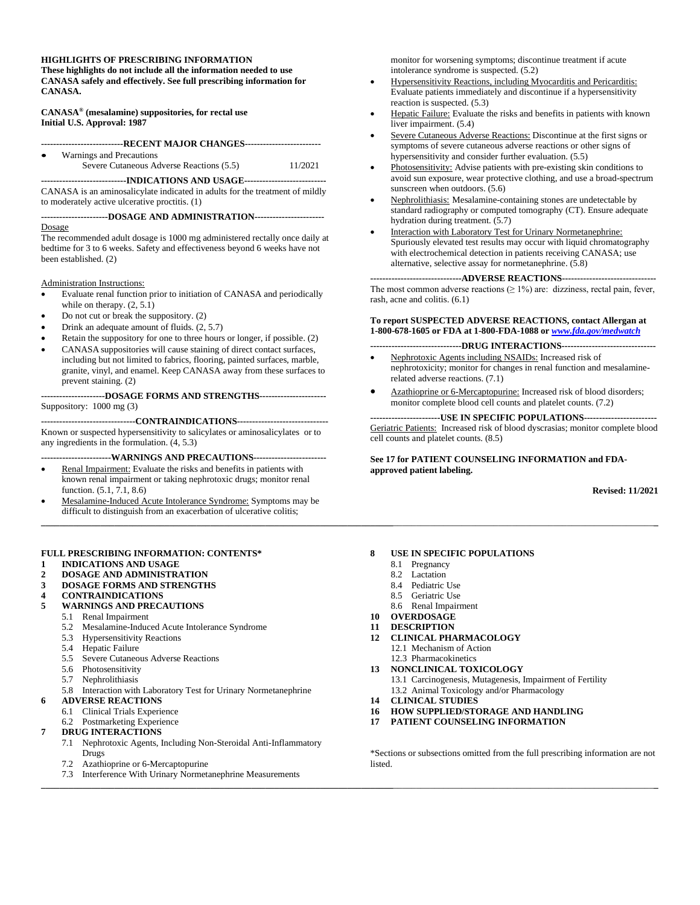**HIGHLIGHTS OF PRESCRIBING INFORMATION**
**These highlights do not include all the information needed to use CANASA safely and effectively. See full prescribing information for CANASA.**

**CANASA® (mesalamine) suppositories, for rectal use**
**Initial U.S. Approval: 1987**

## RECENT MAJOR CHANGES

- Warnings and Precautions
  Severe Cutaneous Adverse Reactions (5.5) 11/2021

## INDICATIONS AND USAGE

CANASA is an aminosalicylate indicated in adults for the treatment of mildly to moderately active ulcerative proctitis. (1)

## DOSAGE AND ADMINISTRATION

Dosage

The recommended adult dosage is 1000 mg administered rectally once daily at bedtime for 3 to 6 weeks. Safety and effectiveness beyond 6 weeks have not been established. (2)

Administration Instructions:

- Evaluate renal function prior to initiation of CANASA and periodically while on therapy. (2, 5.1)
- Do not cut or break the suppository. (2)
- Drink an adequate amount of fluids. (2, 5.7)
- Retain the suppository for one to three hours or longer, if possible. (2)
- CANASA suppositories will cause staining of direct contact surfaces, including but not limited to fabrics, flooring, painted surfaces, marble, granite, vinyl, and enamel. Keep CANASA away from these surfaces to prevent staining. (2)

## DOSAGE FORMS AND STRENGTHS

Suppository: 1000 mg (3)

## CONTRAINDICATIONS

Known or suspected hypersensitivity to salicylates or aminosalicylates or to any ingredients in the formulation. (4, 5.3)

## WARNINGS AND PRECAUTIONS

- Renal Impairment: Evaluate the risks and benefits in patients with known renal impairment or taking nephrotoxic drugs; monitor renal function. (5.1, 7.1, 8.6)
- Mesalamine-Induced Acute Intolerance Syndrome: Symptoms may be difficult to distinguish from an exacerbation of ulcerative colitis; monitor for worsening symptoms; discontinue treatment if acute intolerance syndrome is suspected. (5.2)
- Hypersensitivity Reactions, including Myocarditis and Pericarditis: Evaluate patients immediately and discontinue if a hypersensitivity reaction is suspected. (5.3)
- Hepatic Failure: Evaluate the risks and benefits in patients with known liver impairment. (5.4)
- Severe Cutaneous Adverse Reactions: Discontinue at the first signs or symptoms of severe cutaneous adverse reactions or other signs of hypersensitivity and consider further evaluation. (5.5)
- Photosensitivity: Advise patients with pre-existing skin conditions to avoid sun exposure, wear protective clothing, and use a broad-spectrum sunscreen when outdoors. (5.6)
- Nephrolithiasis: Mesalamine-containing stones are undetectable by standard radiography or computed tomography (CT). Ensure adequate hydration during treatment. (5.7)
- Interaction with Laboratory Test for Urinary Normetanephrine: Spuriously elevated test results may occur with liquid chromatography with electrochemical detection in patients receiving CANASA; use alternative, selective assay for normetanephrine. (5.8)

## ADVERSE REACTIONS

The most common adverse reactions (≥ 1%) are: dizziness, rectal pain, fever, rash, acne and colitis. (6.1)

**To report SUSPECTED ADVERSE REACTIONS, contact Allergan at 1-800-678-1605 or FDA at 1-800-FDA-1088 or *www.fda.gov/medwatch***

## DRUG INTERACTIONS

- Nephrotoxic Agents including NSAIDs: Increased risk of nephrotoxicity; monitor for changes in renal function and mesalamine-related adverse reactions. (7.1)
- Azathioprine or 6-Mercaptopurine: Increased risk of blood disorders; monitor complete blood cell counts and platelet counts. (7.2)

## USE IN SPECIFIC POPULATIONS

Geriatric Patients: Increased risk of blood dyscrasias; monitor complete blood cell counts and platelet counts. (8.5)

**See 17 for PATIENT COUNSELING INFORMATION and FDA-approved patient labeling.**

**Revised: 11/2021**

---

**FULL PRESCRIBING INFORMATION: CONTENTS***

**1 INDICATIONS AND USAGE**
**2 DOSAGE AND ADMINISTRATION**
**3 DOSAGE FORMS AND STRENGTHS**
**4 CONTRAINDICATIONS**
**5 WARNINGS AND PRECAUTIONS**
- 5.1 Renal Impairment
- 5.2 Mesalamine-Induced Acute Intolerance Syndrome
- 5.3 Hypersensitivity Reactions
- 5.4 Hepatic Failure
- 5.5 Severe Cutaneous Adverse Reactions
- 5.6 Photosensitivity
- 5.7 Nephrolithiasis
- 5.8 Interaction with Laboratory Test for Urinary Normetanephrine

**6 ADVERSE REACTIONS**
- 6.1 Clinical Trials Experience
- 6.2 Postmarketing Experience

**7 DRUG INTERACTIONS**
- 7.1 Nephrotoxic Agents, Including Non-Steroidal Anti-Inflammatory Drugs
- 7.2 Azathioprine or 6-Mercaptopurine
- 7.3 Interference With Urinary Normetanephrine Measurements

**8 USE IN SPECIFIC POPULATIONS**
- 8.1 Pregnancy
- 8.2 Lactation
- 8.4 Pediatric Use
- 8.5 Geriatric Use
- 8.6 Renal Impairment

**10 OVERDOSAGE**
**11 DESCRIPTION**
**12 CLINICAL PHARMACOLOGY**
- 12.1 Mechanism of Action
- 12.3 Pharmacokinetics

**13 NONCLINICAL TOXICOLOGY**
- 13.1 Carcinogenesis, Mutagenesis, Impairment of Fertility
- 13.2 Animal Toxicology and/or Pharmacology

**14 CLINICAL STUDIES**
**16 HOW SUPPLIED/STORAGE AND HANDLING**
**17 PATIENT COUNSELING INFORMATION**

*Sections or subsections omitted from the full prescribing information are not listed.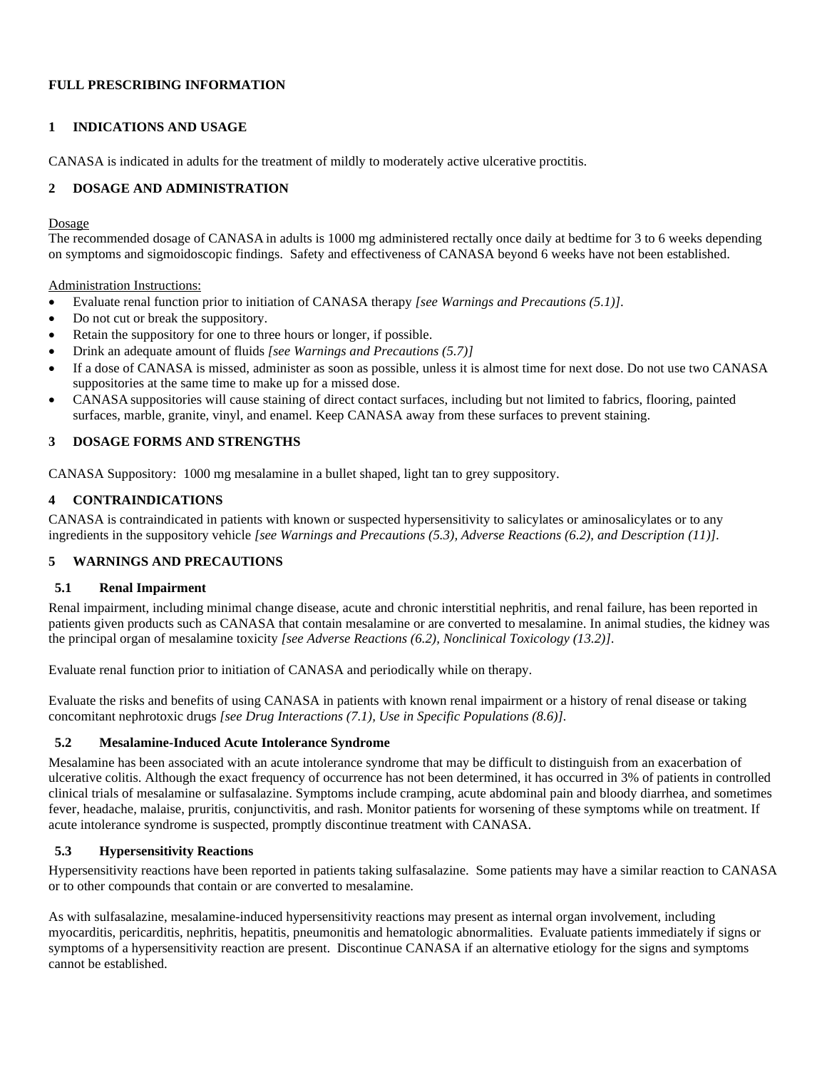## FULL PRESCRIBING INFORMATION

## 1 INDICATIONS AND USAGE

CANASA is indicated in adults for the treatment of mildly to moderately active ulcerative proctitis.

## 2 DOSAGE AND ADMINISTRATION

Dosage

The recommended dosage of CANASA in adults is 1000 mg administered rectally once daily at bedtime for 3 to 6 weeks depending on symptoms and sigmoidoscopic findings. Safety and effectiveness of CANASA beyond 6 weeks have not been established.

Administration Instructions:

- Evaluate renal function prior to initiation of CANASA therapy *[see Warnings and Precautions (5.1)]*.
- Do not cut or break the suppository.
- Retain the suppository for one to three hours or longer, if possible.
- Drink an adequate amount of fluids *[see Warnings and Precautions (5.7)]*
- If a dose of CANASA is missed, administer as soon as possible, unless it is almost time for next dose. Do not use two CANASA suppositories at the same time to make up for a missed dose.
- CANASA suppositories will cause staining of direct contact surfaces, including but not limited to fabrics, flooring, painted surfaces, marble, granite, vinyl, and enamel. Keep CANASA away from these surfaces to prevent staining.

## 3 DOSAGE FORMS AND STRENGTHS

CANASA Suppository: 1000 mg mesalamine in a bullet shaped, light tan to grey suppository.

## 4 CONTRAINDICATIONS

CANASA is contraindicated in patients with known or suspected hypersensitivity to salicylates or aminosalicylates or to any ingredients in the suppository vehicle *[see Warnings and Precautions (5.3), Adverse Reactions (6.2), and Description (11)]*.

## 5 WARNINGS AND PRECAUTIONS

### 5.1 Renal Impairment

Renal impairment, including minimal change disease, acute and chronic interstitial nephritis, and renal failure, has been reported in patients given products such as CANASA that contain mesalamine or are converted to mesalamine. In animal studies, the kidney was the principal organ of mesalamine toxicity *[see Adverse Reactions (6.2), Nonclinical Toxicology (13.2)]*.

Evaluate renal function prior to initiation of CANASA and periodically while on therapy.

Evaluate the risks and benefits of using CANASA in patients with known renal impairment or a history of renal disease or taking concomitant nephrotoxic drugs *[see Drug Interactions (7.1), Use in Specific Populations (8.6)]*.

### 5.2 Mesalamine-Induced Acute Intolerance Syndrome

Mesalamine has been associated with an acute intolerance syndrome that may be difficult to distinguish from an exacerbation of ulcerative colitis. Although the exact frequency of occurrence has not been determined, it has occurred in 3% of patients in controlled clinical trials of mesalamine or sulfasalazine. Symptoms include cramping, acute abdominal pain and bloody diarrhea, and sometimes fever, headache, malaise, pruritis, conjunctivitis, and rash. Monitor patients for worsening of these symptoms while on treatment. If acute intolerance syndrome is suspected, promptly discontinue treatment with CANASA.

### 5.3 Hypersensitivity Reactions

Hypersensitivity reactions have been reported in patients taking sulfasalazine. Some patients may have a similar reaction to CANASA or to other compounds that contain or are converted to mesalamine.

As with sulfasalazine, mesalamine-induced hypersensitivity reactions may present as internal organ involvement, including myocarditis, pericarditis, nephritis, hepatitis, pneumonitis and hematologic abnormalities. Evaluate patients immediately if signs or symptoms of a hypersensitivity reaction are present. Discontinue CANASA if an alternative etiology for the signs and symptoms cannot be established.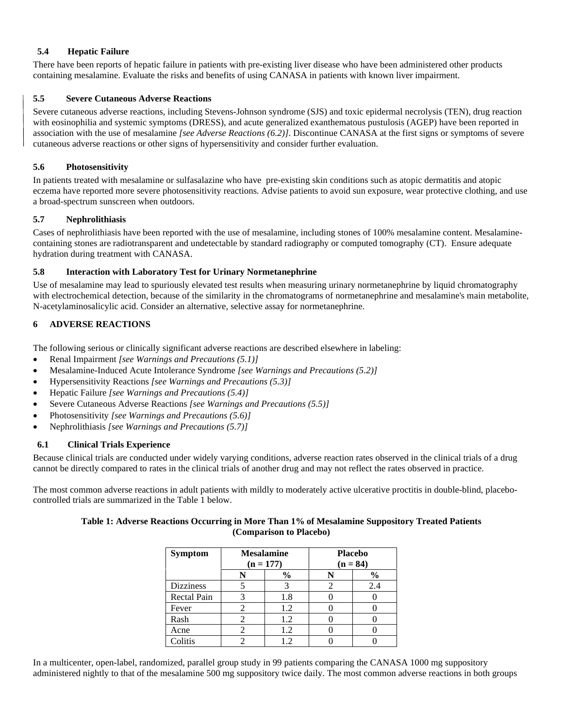### 5.4 Hepatic Failure

There have been reports of hepatic failure in patients with pre-existing liver disease who have been administered other products containing mesalamine. Evaluate the risks and benefits of using CANASA in patients with known liver impairment.

### 5.5 Severe Cutaneous Adverse Reactions

Severe cutaneous adverse reactions, including Stevens-Johnson syndrome (SJS) and toxic epidermal necrolysis (TEN), drug reaction with eosinophilia and systemic symptoms (DRESS), and acute generalized exanthematous pustulosis (AGEP) have been reported in association with the use of mesalamine *[see Adverse Reactions (6.2)]*. Discontinue CANASA at the first signs or symptoms of severe cutaneous adverse reactions or other signs of hypersensitivity and consider further evaluation.

### 5.6 Photosensitivity

In patients treated with mesalamine or sulfasalazine who have pre-existing skin conditions such as atopic dermatitis and atopic eczema have reported more severe photosensitivity reactions. Advise patients to avoid sun exposure, wear protective clothing, and use a broad-spectrum sunscreen when outdoors.

### 5.7 Nephrolithiasis

Cases of nephrolithiasis have been reported with the use of mesalamine, including stones of 100% mesalamine content. Mesalamine-containing stones are radiotransparent and undetectable by standard radiography or computed tomography (CT). Ensure adequate hydration during treatment with CANASA.

### 5.8 Interaction with Laboratory Test for Urinary Normetanephrine

Use of mesalamine may lead to spuriously elevated test results when measuring urinary normetanephrine by liquid chromatography with electrochemical detection, because of the similarity in the chromatograms of normetanephrine and mesalamine's main metabolite, N-acetylaminosalicylic acid. Consider an alternative, selective assay for normetanephrine.

## 6 ADVERSE REACTIONS

The following serious or clinically significant adverse reactions are described elsewhere in labeling:

- Renal Impairment *[see Warnings and Precautions (5.1)]*
- Mesalamine-Induced Acute Intolerance Syndrome *[see Warnings and Precautions (5.2)]*
- Hypersensitivity Reactions *[see Warnings and Precautions (5.3)]*
- Hepatic Failure *[see Warnings and Precautions (5.4)]*
- Severe Cutaneous Adverse Reactions *[see Warnings and Precautions (5.5)]*
- Photosensitivity *[see Warnings and Precautions (5.6)]*
- Nephrolithiasis *[see Warnings and Precautions (5.7)]*

### 6.1 Clinical Trials Experience

Because clinical trials are conducted under widely varying conditions, adverse reaction rates observed in the clinical trials of a drug cannot be directly compared to rates in the clinical trials of another drug and may not reflect the rates observed in practice.

The most common adverse reactions in adult patients with mildly to moderately active ulcerative proctitis in double-blind, placebo-controlled trials are summarized in the Table 1 below.

**Table 1: Adverse Reactions Occurring in More Than 1% of Mesalamine Suppository Treated Patients (Comparison to Placebo)**

| Symptom | Mesalamine (n = 177) | | Placebo (n = 84) | |
|---|---|---|---|---|
| | N | % | N | % |
| Dizziness | 5 | 3 | 2 | 2.4 |
| Rectal Pain | 3 | 1.8 | 0 | 0 |
| Fever | 2 | 1.2 | 0 | 0 |
| Rash | 2 | 1.2 | 0 | 0 |
| Acne | 2 | 1.2 | 0 | 0 |
| Colitis | 2 | 1.2 | 0 | 0 |

In a multicenter, open-label, randomized, parallel group study in 99 patients comparing the CANASA 1000 mg suppository administered nightly to that of the mesalamine 500 mg suppository twice daily. The most common adverse reactions in both groups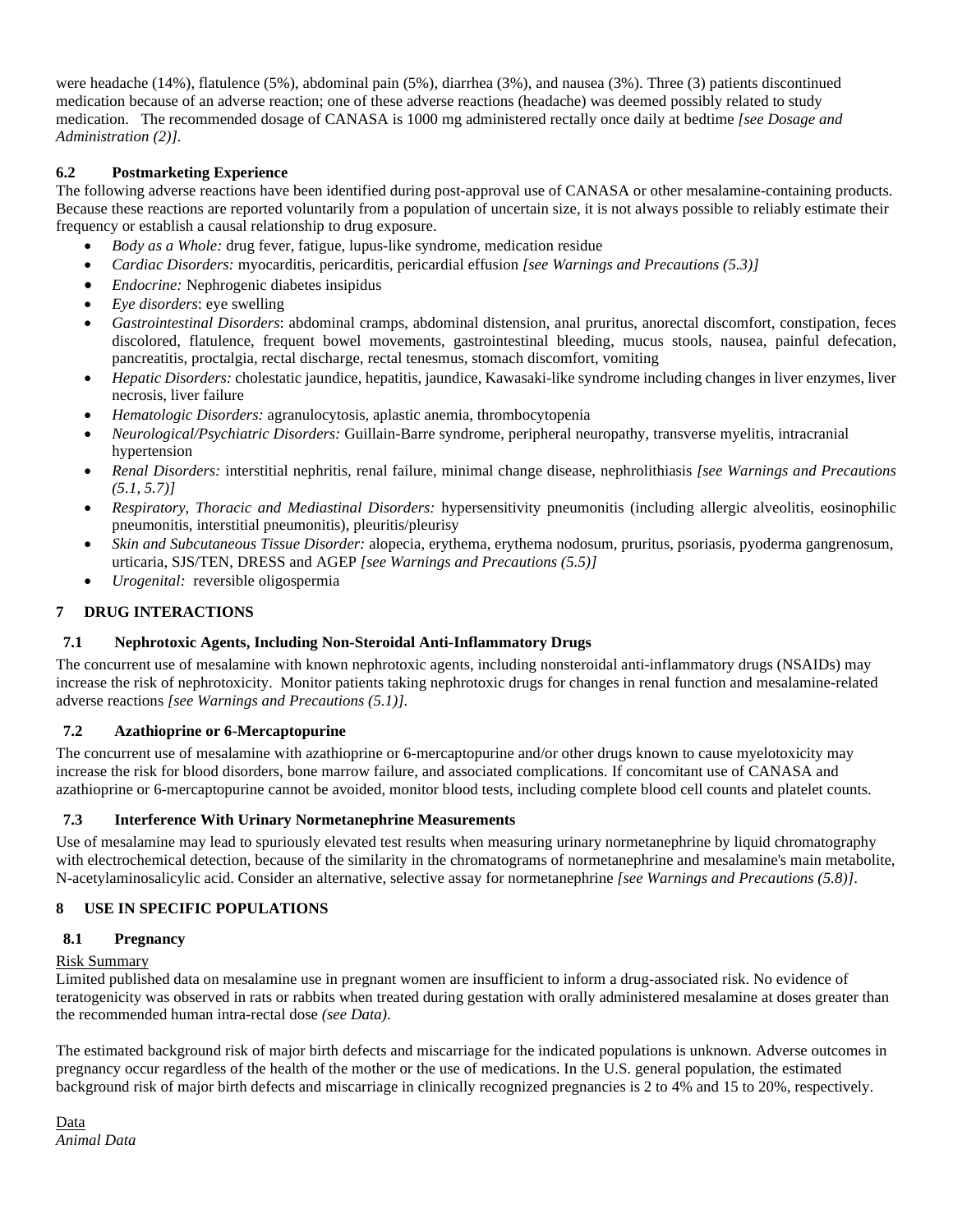were headache (14%), flatulence (5%), abdominal pain (5%), diarrhea (3%), and nausea (3%). Three (3) patients discontinued medication because of an adverse reaction; one of these adverse reactions (headache) was deemed possibly related to study medication. The recommended dosage of CANASA is 1000 mg administered rectally once daily at bedtime *[see Dosage and Administration (2)].*

### 6.2 Postmarketing Experience

The following adverse reactions have been identified during post-approval use of CANASA or other mesalamine-containing products. Because these reactions are reported voluntarily from a population of uncertain size, it is not always possible to reliably estimate their frequency or establish a causal relationship to drug exposure.

- *Body as a Whole:* drug fever, fatigue, lupus-like syndrome, medication residue
- *Cardiac Disorders:* myocarditis, pericarditis, pericardial effusion *[see Warnings and Precautions (5.3)]*
- *Endocrine:* Nephrogenic diabetes insipidus
- *Eye disorders*: eye swelling
- *Gastrointestinal Disorders*: abdominal cramps, abdominal distension, anal pruritus, anorectal discomfort, constipation, feces discolored, flatulence, frequent bowel movements, gastrointestinal bleeding, mucus stools, nausea, painful defecation, pancreatitis, proctalgia, rectal discharge, rectal tenesmus, stomach discomfort, vomiting
- *Hepatic Disorders:* cholestatic jaundice, hepatitis, jaundice, Kawasaki-like syndrome including changes in liver enzymes, liver necrosis, liver failure
- *Hematologic Disorders:* agranulocytosis, aplastic anemia, thrombocytopenia
- *Neurological/Psychiatric Disorders:* Guillain-Barre syndrome, peripheral neuropathy, transverse myelitis, intracranial hypertension
- *Renal Disorders:* interstitial nephritis, renal failure, minimal change disease, nephrolithiasis *[see Warnings and Precautions (5.1, 5.7)]*
- *Respiratory, Thoracic and Mediastinal Disorders:* hypersensitivity pneumonitis (including allergic alveolitis, eosinophilic pneumonitis, interstitial pneumonitis), pleuritis/pleurisy
- *Skin and Subcutaneous Tissue Disorder:* alopecia, erythema, erythema nodosum, pruritus, psoriasis, pyoderma gangrenosum, urticaria, SJS/TEN, DRESS and AGEP *[see Warnings and Precautions (5.5)]*
- *Urogenital:* reversible oligospermia

## 7 DRUG INTERACTIONS

### 7.1 Nephrotoxic Agents, Including Non-Steroidal Anti-Inflammatory Drugs

The concurrent use of mesalamine with known nephrotoxic agents, including nonsteroidal anti-inflammatory drugs (NSAIDs) may increase the risk of nephrotoxicity. Monitor patients taking nephrotoxic drugs for changes in renal function and mesalamine-related adverse reactions *[see Warnings and Precautions (5.1)].*

### 7.2 Azathioprine or 6-Mercaptopurine

The concurrent use of mesalamine with azathioprine or 6-mercaptopurine and/or other drugs known to cause myelotoxicity may increase the risk for blood disorders, bone marrow failure, and associated complications. If concomitant use of CANASA and azathioprine or 6-mercaptopurine cannot be avoided, monitor blood tests, including complete blood cell counts and platelet counts.

### 7.3 Interference With Urinary Normetanephrine Measurements

Use of mesalamine may lead to spuriously elevated test results when measuring urinary normetanephrine by liquid chromatography with electrochemical detection, because of the similarity in the chromatograms of normetanephrine and mesalamine's main metabolite, N-acetylaminosalicylic acid. Consider an alternative, selective assay for normetanephrine *[see Warnings and Precautions (5.8)].*

## 8 USE IN SPECIFIC POPULATIONS

### 8.1 Pregnancy

Risk Summary

Limited published data on mesalamine use in pregnant women are insufficient to inform a drug-associated risk. No evidence of teratogenicity was observed in rats or rabbits when treated during gestation with orally administered mesalamine at doses greater than the recommended human intra-rectal dose *(see Data)*.

The estimated background risk of major birth defects and miscarriage for the indicated populations is unknown. Adverse outcomes in pregnancy occur regardless of the health of the mother or the use of medications. In the U.S. general population, the estimated background risk of major birth defects and miscarriage in clinically recognized pregnancies is 2 to 4% and 15 to 20%, respectively.

Data

*Animal Data*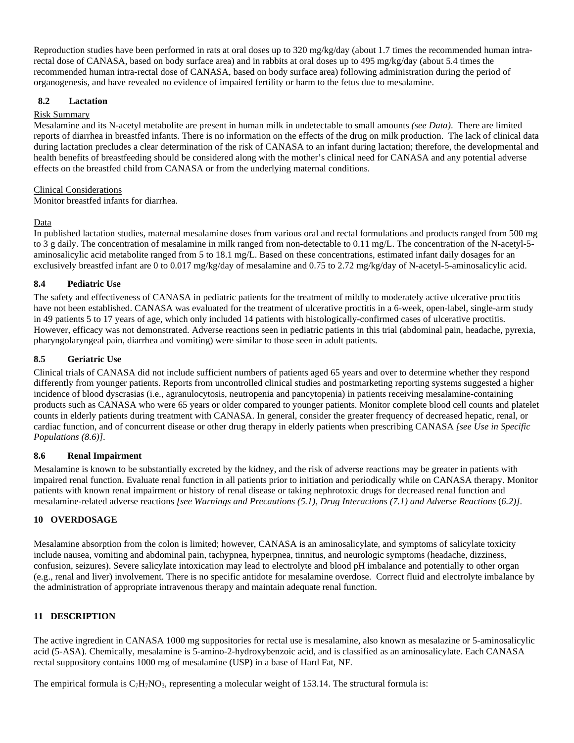Reproduction studies have been performed in rats at oral doses up to 320 mg/kg/day (about 1.7 times the recommended human intra-rectal dose of CANASA, based on body surface area) and in rabbits at oral doses up to 495 mg/kg/day (about 5.4 times the recommended human intra-rectal dose of CANASA, based on body surface area) following administration during the period of organogenesis, and have revealed no evidence of impaired fertility or harm to the fetus due to mesalamine.

### 8.2 Lactation

Risk Summary

Mesalamine and its N-acetyl metabolite are present in human milk in undetectable to small amounts *(see Data)*. There are limited reports of diarrhea in breastfed infants. There is no information on the effects of the drug on milk production. The lack of clinical data during lactation precludes a clear determination of the risk of CANASA to an infant during lactation; therefore, the developmental and health benefits of breastfeeding should be considered along with the mother's clinical need for CANASA and any potential adverse effects on the breastfed child from CANASA or from the underlying maternal conditions.

Clinical Considerations

Monitor breastfed infants for diarrhea.

Data

In published lactation studies, maternal mesalamine doses from various oral and rectal formulations and products ranged from 500 mg to 3 g daily. The concentration of mesalamine in milk ranged from non-detectable to 0.11 mg/L. The concentration of the N-acetyl-5-aminosalicylic acid metabolite ranged from 5 to 18.1 mg/L. Based on these concentrations, estimated infant daily dosages for an exclusively breastfed infant are 0 to 0.017 mg/kg/day of mesalamine and 0.75 to 2.72 mg/kg/day of N-acetyl-5-aminosalicylic acid.

### 8.4 Pediatric Use

The safety and effectiveness of CANASA in pediatric patients for the treatment of mildly to moderately active ulcerative proctitis have not been established. CANASA was evaluated for the treatment of ulcerative proctitis in a 6-week, open-label, single-arm study in 49 patients 5 to 17 years of age, which only included 14 patients with histologically-confirmed cases of ulcerative proctitis. However, efficacy was not demonstrated. Adverse reactions seen in pediatric patients in this trial (abdominal pain, headache, pyrexia, pharyngolaryngeal pain, diarrhea and vomiting) were similar to those seen in adult patients.

### 8.5 Geriatric Use

Clinical trials of CANASA did not include sufficient numbers of patients aged 65 years and over to determine whether they respond differently from younger patients. Reports from uncontrolled clinical studies and postmarketing reporting systems suggested a higher incidence of blood dyscrasias (i.e., agranulocytosis, neutropenia and pancytopenia) in patients receiving mesalamine-containing products such as CANASA who were 65 years or older compared to younger patients. Monitor complete blood cell counts and platelet counts in elderly patients during treatment with CANASA. In general, consider the greater frequency of decreased hepatic, renal, or cardiac function, and of concurrent disease or other drug therapy in elderly patients when prescribing CANASA *[see Use in Specific Populations (8.6)]*.

### 8.6 Renal Impairment

Mesalamine is known to be substantially excreted by the kidney, and the risk of adverse reactions may be greater in patients with impaired renal function. Evaluate renal function in all patients prior to initiation and periodically while on CANASA therapy. Monitor patients with known renal impairment or history of renal disease or taking nephrotoxic drugs for decreased renal function and mesalamine-related adverse reactions *[see Warnings and Precautions (5.1), Drug Interactions (7.1) and Adverse Reactions (6.2)]*.

## 10 OVERDOSAGE

Mesalamine absorption from the colon is limited; however, CANASA is an aminosalicylate, and symptoms of salicylate toxicity include nausea, vomiting and abdominal pain, tachypnea, hyperpnea, tinnitus, and neurologic symptoms (headache, dizziness, confusion, seizures). Severe salicylate intoxication may lead to electrolyte and blood pH imbalance and potentially to other organ (e.g., renal and liver) involvement. There is no specific antidote for mesalamine overdose. Correct fluid and electrolyte imbalance by the administration of appropriate intravenous therapy and maintain adequate renal function.

## 11 DESCRIPTION

The active ingredient in CANASA 1000 mg suppositories for rectal use is mesalamine, also known as mesalazine or 5-aminosalicylic acid (5-ASA). Chemically, mesalamine is 5-amino-2-hydroxybenzoic acid, and is classified as an aminosalicylate. Each CANASA rectal suppository contains 1000 mg of mesalamine (USP) in a base of Hard Fat, NF.

The empirical formula is $C_7H_7NO_3$, representing a molecular weight of 153.14. The structural formula is: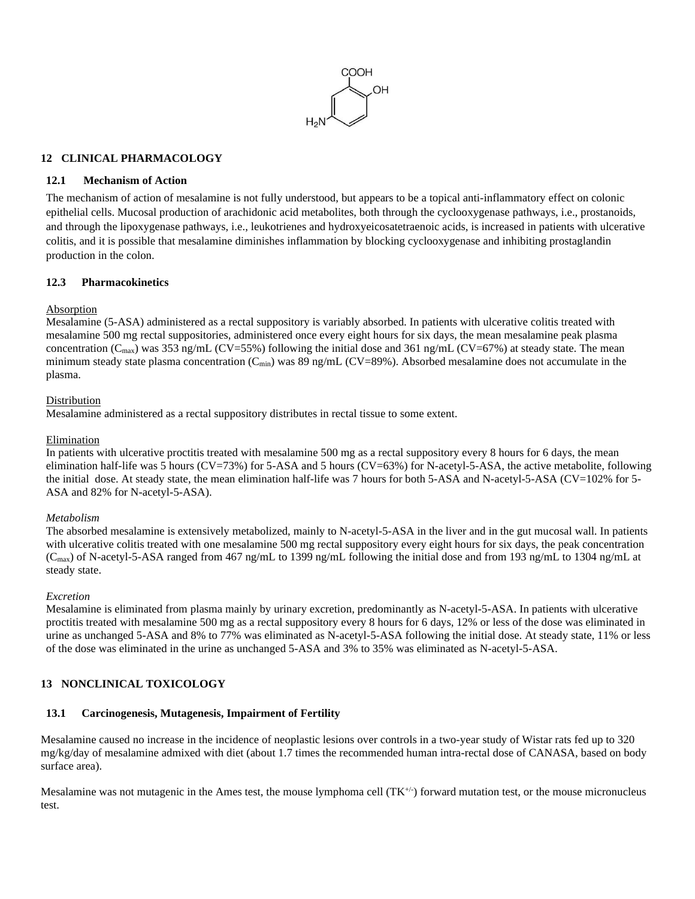## 12 CLINICAL PHARMACOLOGY

### 12.1 Mechanism of Action

The mechanism of action of mesalamine is not fully understood, but appears to be a topical anti-inflammatory effect on colonic epithelial cells. Mucosal production of arachidonic acid metabolites, both through the cyclooxygenase pathways, i.e., prostanoids, and through the lipoxygenase pathways, i.e., leukotrienes and hydroxyeicosatetraenoic acids, is increased in patients with ulcerative colitis, and it is possible that mesalamine diminishes inflammation by blocking cyclooxygenase and inhibiting prostaglandin production in the colon.

### 12.3 Pharmacokinetics

Absorption

Mesalamine (5-ASA) administered as a rectal suppository is variably absorbed. In patients with ulcerative colitis treated with mesalamine 500 mg rectal suppositories, administered once every eight hours for six days, the mean mesalamine peak plasma concentration ($C_{max}$) was 353 ng/mL (CV=55%) following the initial dose and 361 ng/mL (CV=67%) at steady state. The mean minimum steady state plasma concentration ($C_{min}$) was 89 ng/mL (CV=89%). Absorbed mesalamine does not accumulate in the plasma.

Distribution

Mesalamine administered as a rectal suppository distributes in rectal tissue to some extent.

Elimination

In patients with ulcerative proctitis treated with mesalamine 500 mg as a rectal suppository every 8 hours for 6 days, the mean elimination half-life was 5 hours (CV=73%) for 5-ASA and 5 hours (CV=63%) for N-acetyl-5-ASA, the active metabolite, following the initial dose. At steady state, the mean elimination half-life was 7 hours for both 5-ASA and N-acetyl-5-ASA (CV=102% for 5-ASA and 82% for N-acetyl-5-ASA).

*Metabolism*

The absorbed mesalamine is extensively metabolized, mainly to N-acetyl-5-ASA in the liver and in the gut mucosal wall. In patients with ulcerative colitis treated with one mesalamine 500 mg rectal suppository every eight hours for six days, the peak concentration ($C_{max}$) of N-acetyl-5-ASA ranged from 467 ng/mL to 1399 ng/mL following the initial dose and from 193 ng/mL to 1304 ng/mL at steady state.

*Excretion*

Mesalamine is eliminated from plasma mainly by urinary excretion, predominantly as N-acetyl-5-ASA. In patients with ulcerative proctitis treated with mesalamine 500 mg as a rectal suppository every 8 hours for 6 days, 12% or less of the dose was eliminated in urine as unchanged 5-ASA and 8% to 77% was eliminated as N-acetyl-5-ASA following the initial dose. At steady state, 11% or less of the dose was eliminated in the urine as unchanged 5-ASA and 3% to 35% was eliminated as N-acetyl-5-ASA.

## 13 NONCLINICAL TOXICOLOGY

### 13.1 Carcinogenesis, Mutagenesis, Impairment of Fertility

Mesalamine caused no increase in the incidence of neoplastic lesions over controls in a two-year study of Wistar rats fed up to 320 mg/kg/day of mesalamine admixed with diet (about 1.7 times the recommended human intra-rectal dose of CANASA, based on body surface area).

Mesalamine was not mutagenic in the Ames test, the mouse lymphoma cell ($TK^{+/-}$) forward mutation test, or the mouse micronucleus test.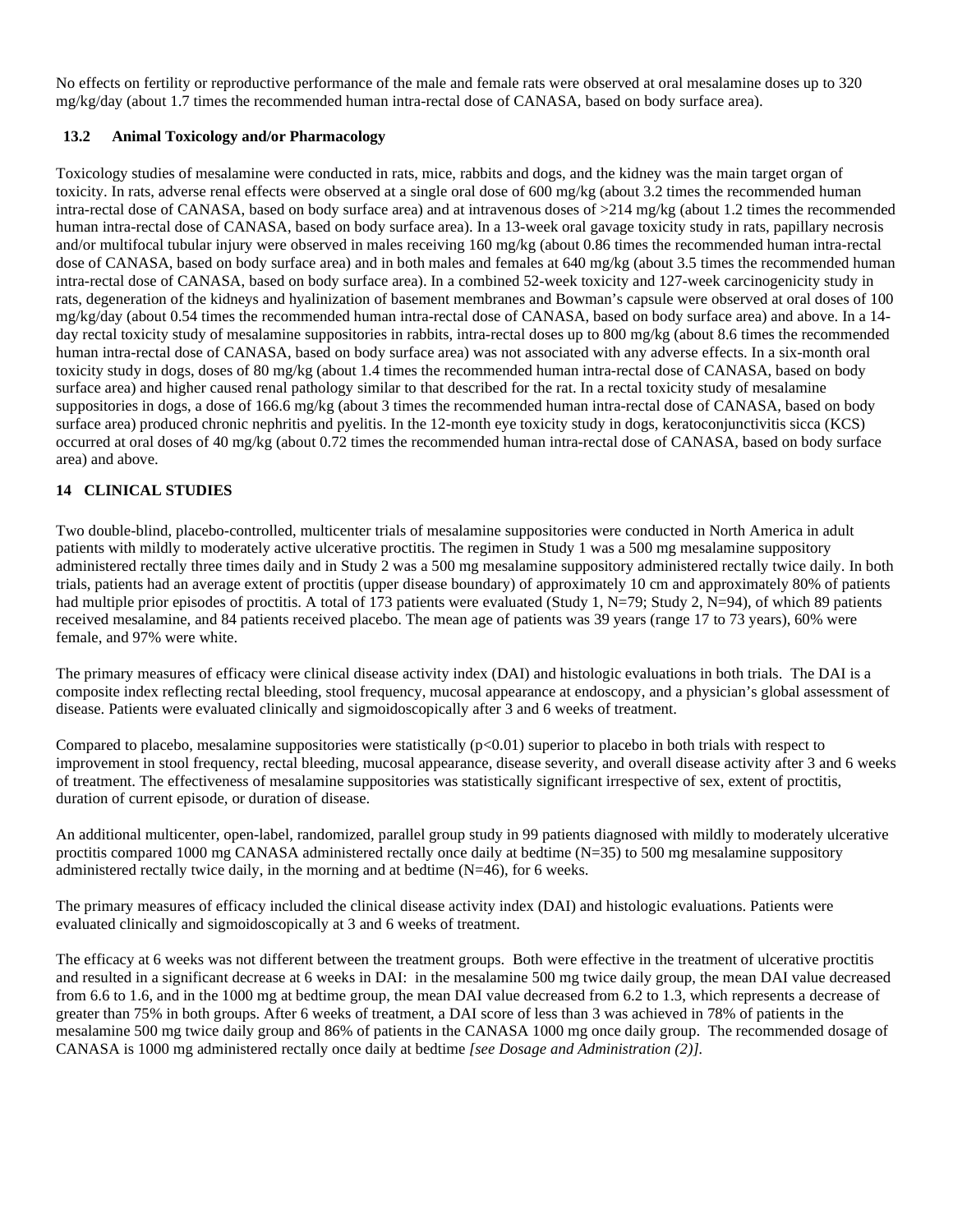No effects on fertility or reproductive performance of the male and female rats were observed at oral mesalamine doses up to 320 mg/kg/day (about 1.7 times the recommended human intra-rectal dose of CANASA, based on body surface area).

### 13.2 Animal Toxicology and/or Pharmacology

Toxicology studies of mesalamine were conducted in rats, mice, rabbits and dogs, and the kidney was the main target organ of toxicity. In rats, adverse renal effects were observed at a single oral dose of 600 mg/kg (about 3.2 times the recommended human intra-rectal dose of CANASA, based on body surface area) and at intravenous doses of >214 mg/kg (about 1.2 times the recommended human intra-rectal dose of CANASA, based on body surface area). In a 13-week oral gavage toxicity study in rats, papillary necrosis and/or multifocal tubular injury were observed in males receiving 160 mg/kg (about 0.86 times the recommended human intra-rectal dose of CANASA, based on body surface area) and in both males and females at 640 mg/kg (about 3.5 times the recommended human intra-rectal dose of CANASA, based on body surface area). In a combined 52-week toxicity and 127-week carcinogenicity study in rats, degeneration of the kidneys and hyalinization of basement membranes and Bowman's capsule were observed at oral doses of 100 mg/kg/day (about 0.54 times the recommended human intra-rectal dose of CANASA, based on body surface area) and above. In a 14-day rectal toxicity study of mesalamine suppositories in rabbits, intra-rectal doses up to 800 mg/kg (about 8.6 times the recommended human intra-rectal dose of CANASA, based on body surface area) was not associated with any adverse effects. In a six-month oral toxicity study in dogs, doses of 80 mg/kg (about 1.4 times the recommended human intra-rectal dose of CANASA, based on body surface area) and higher caused renal pathology similar to that described for the rat. In a rectal toxicity study of mesalamine suppositories in dogs, a dose of 166.6 mg/kg (about 3 times the recommended human intra-rectal dose of CANASA, based on body surface area) produced chronic nephritis and pyelitis. In the 12-month eye toxicity study in dogs, keratoconjunctivitis sicca (KCS) occurred at oral doses of 40 mg/kg (about 0.72 times the recommended human intra-rectal dose of CANASA, based on body surface area) and above.

## 14 CLINICAL STUDIES

Two double-blind, placebo-controlled, multicenter trials of mesalamine suppositories were conducted in North America in adult patients with mildly to moderately active ulcerative proctitis. The regimen in Study 1 was a 500 mg mesalamine suppository administered rectally three times daily and in Study 2 was a 500 mg mesalamine suppository administered rectally twice daily. In both trials, patients had an average extent of proctitis (upper disease boundary) of approximately 10 cm and approximately 80% of patients had multiple prior episodes of proctitis. A total of 173 patients were evaluated (Study 1, N=79; Study 2, N=94), of which 89 patients received mesalamine, and 84 patients received placebo. The mean age of patients was 39 years (range 17 to 73 years), 60% were female, and 97% were white.

The primary measures of efficacy were clinical disease activity index (DAI) and histologic evaluations in both trials. The DAI is a composite index reflecting rectal bleeding, stool frequency, mucosal appearance at endoscopy, and a physician's global assessment of disease. Patients were evaluated clinically and sigmoidoscopically after 3 and 6 weeks of treatment.

Compared to placebo, mesalamine suppositories were statistically ($p<0.01$) superior to placebo in both trials with respect to improvement in stool frequency, rectal bleeding, mucosal appearance, disease severity, and overall disease activity after 3 and 6 weeks of treatment. The effectiveness of mesalamine suppositories was statistically significant irrespective of sex, extent of proctitis, duration of current episode, or duration of disease.

An additional multicenter, open-label, randomized, parallel group study in 99 patients diagnosed with mildly to moderately ulcerative proctitis compared 1000 mg CANASA administered rectally once daily at bedtime (N=35) to 500 mg mesalamine suppository administered rectally twice daily, in the morning and at bedtime (N=46), for 6 weeks.

The primary measures of efficacy included the clinical disease activity index (DAI) and histologic evaluations. Patients were evaluated clinically and sigmoidoscopically at 3 and 6 weeks of treatment.

The efficacy at 6 weeks was not different between the treatment groups. Both were effective in the treatment of ulcerative proctitis and resulted in a significant decrease at 6 weeks in DAI: in the mesalamine 500 mg twice daily group, the mean DAI value decreased from 6.6 to 1.6, and in the 1000 mg at bedtime group, the mean DAI value decreased from 6.2 to 1.3, which represents a decrease of greater than 75% in both groups. After 6 weeks of treatment, a DAI score of less than 3 was achieved in 78% of patients in the mesalamine 500 mg twice daily group and 86% of patients in the CANASA 1000 mg once daily group. The recommended dosage of CANASA is 1000 mg administered rectally once daily at bedtime *[see Dosage and Administration (2)]*.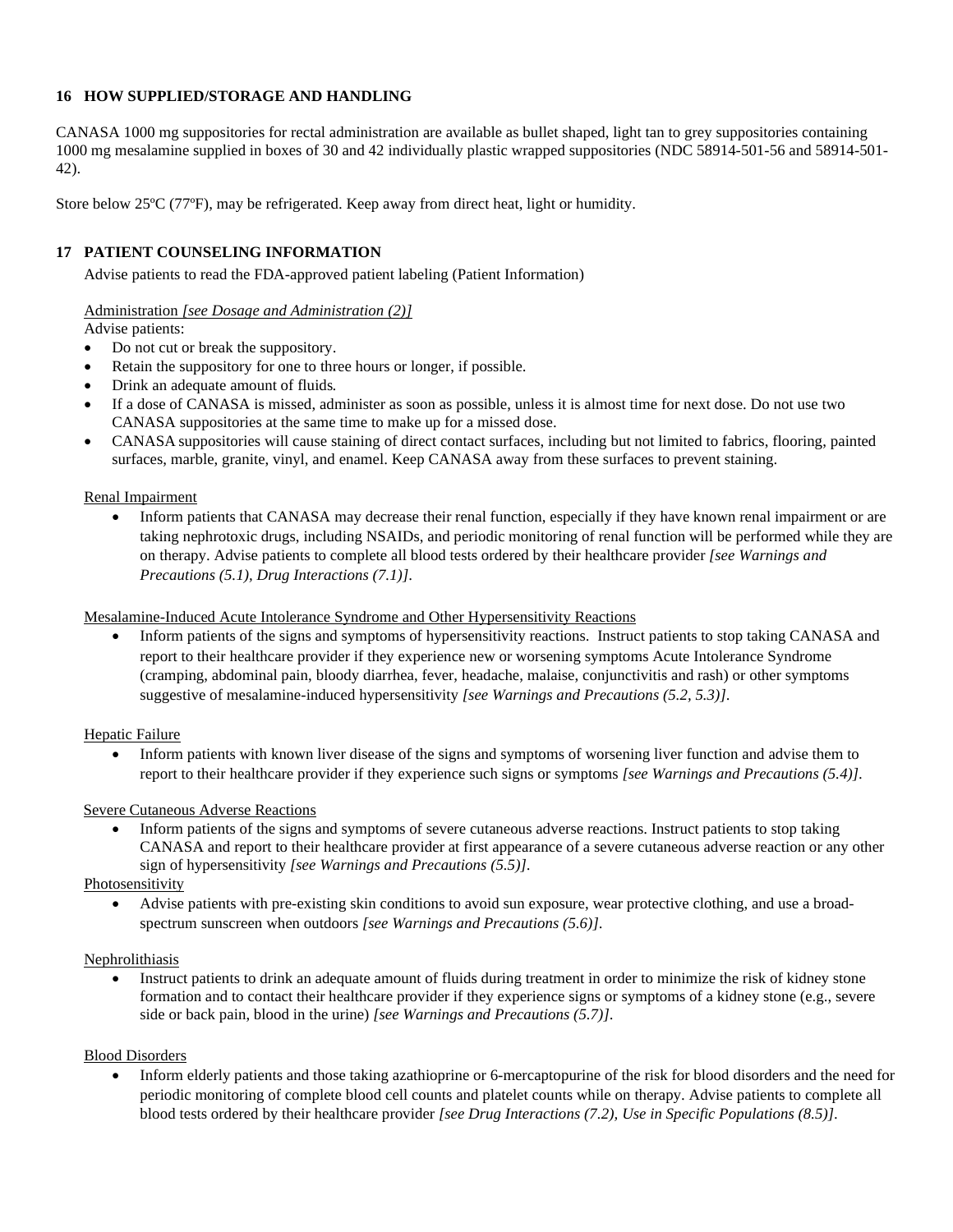## 16 HOW SUPPLIED/STORAGE AND HANDLING

CANASA 1000 mg suppositories for rectal administration are available as bullet shaped, light tan to grey suppositories containing 1000 mg mesalamine supplied in boxes of 30 and 42 individually plastic wrapped suppositories (NDC 58914-501-56 and 58914-501-42).

Store below 25ºC (77ºF), may be refrigerated. Keep away from direct heat, light or humidity.

## 17 PATIENT COUNSELING INFORMATION

Advise patients to read the FDA-approved patient labeling (Patient Information)

Administration *[see Dosage and Administration (2)]*

Advise patients:

- Do not cut or break the suppository.
- Retain the suppository for one to three hours or longer, if possible.
- Drink an adequate amount of fluids.
- If a dose of CANASA is missed, administer as soon as possible, unless it is almost time for next dose. Do not use two CANASA suppositories at the same time to make up for a missed dose.
- CANASA suppositories will cause staining of direct contact surfaces, including but not limited to fabrics, flooring, painted surfaces, marble, granite, vinyl, and enamel. Keep CANASA away from these surfaces to prevent staining.

Renal Impairment

- Inform patients that CANASA may decrease their renal function, especially if they have known renal impairment or are taking nephrotoxic drugs, including NSAIDs, and periodic monitoring of renal function will be performed while they are on therapy. Advise patients to complete all blood tests ordered by their healthcare provider *[see Warnings and Precautions (5.1), Drug Interactions (7.1)]*.

Mesalamine-Induced Acute Intolerance Syndrome and Other Hypersensitivity Reactions

- Inform patients of the signs and symptoms of hypersensitivity reactions. Instruct patients to stop taking CANASA and report to their healthcare provider if they experience new or worsening symptoms Acute Intolerance Syndrome (cramping, abdominal pain, bloody diarrhea, fever, headache, malaise, conjunctivitis and rash) or other symptoms suggestive of mesalamine-induced hypersensitivity *[see Warnings and Precautions (5.2, 5.3)]*.

Hepatic Failure

- Inform patients with known liver disease of the signs and symptoms of worsening liver function and advise them to report to their healthcare provider if they experience such signs or symptoms *[see Warnings and Precautions (5.4)]*.

Severe Cutaneous Adverse Reactions

- Inform patients of the signs and symptoms of severe cutaneous adverse reactions. Instruct patients to stop taking CANASA and report to their healthcare provider at first appearance of a severe cutaneous adverse reaction or any other sign of hypersensitivity *[see Warnings and Precautions (5.5)]*.

Photosensitivity

- Advise patients with pre-existing skin conditions to avoid sun exposure, wear protective clothing, and use a broad-spectrum sunscreen when outdoors *[see Warnings and Precautions (5.6)]*.

Nephrolithiasis

- Instruct patients to drink an adequate amount of fluids during treatment in order to minimize the risk of kidney stone formation and to contact their healthcare provider if they experience signs or symptoms of a kidney stone (e.g., severe side or back pain, blood in the urine) *[see Warnings and Precautions (5.7)]*.

Blood Disorders

- Inform elderly patients and those taking azathioprine or 6-mercaptopurine of the risk for blood disorders and the need for periodic monitoring of complete blood cell counts and platelet counts while on therapy. Advise patients to complete all blood tests ordered by their healthcare provider *[see Drug Interactions (7.2), Use in Specific Populations (8.5)]*.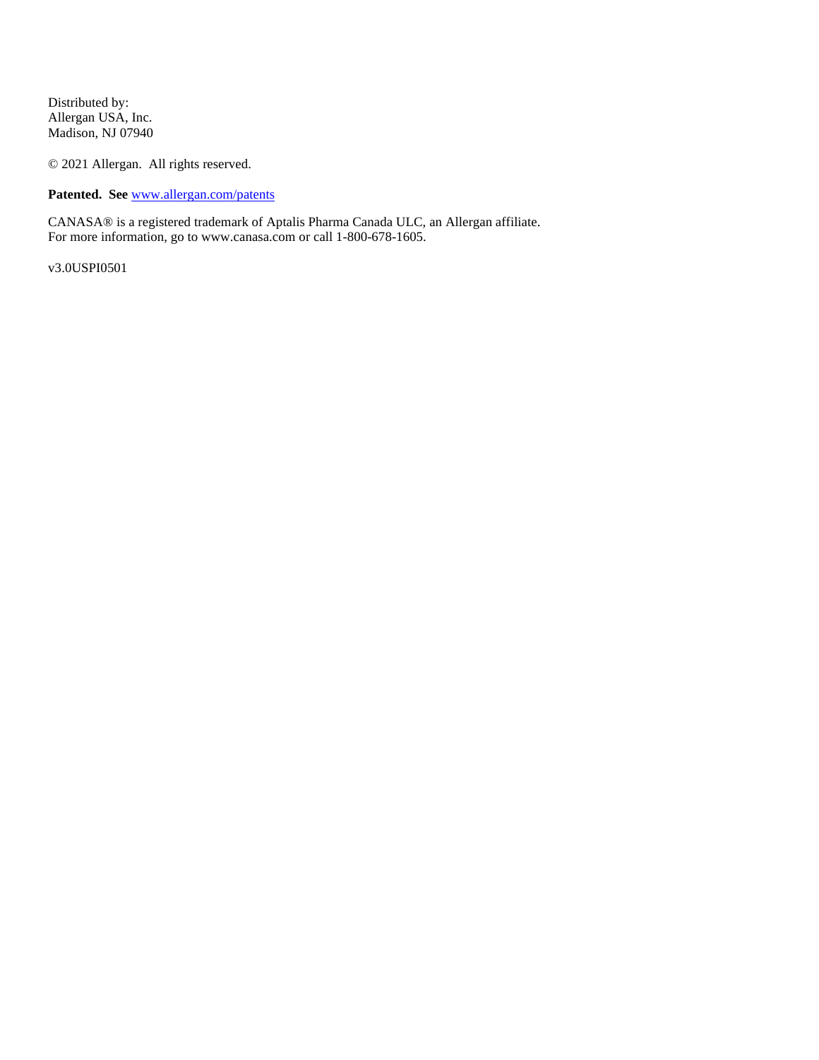Distributed by:
Allergan USA, Inc.
Madison, NJ 07940

© 2021 Allergan. All rights reserved.

**Patented. See** www.allergan.com/patents

CANASA® is a registered trademark of Aptalis Pharma Canada ULC, an Allergan affiliate.
For more information, go to www.canasa.com or call 1-800-678-1605.

v3.0USPI0501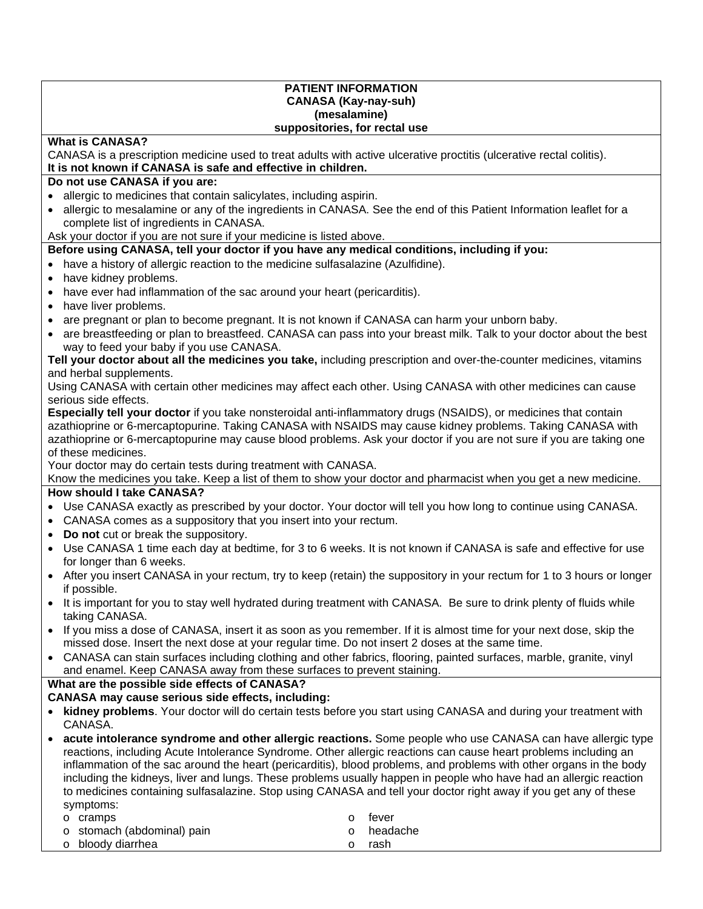**PATIENT INFORMATION**
**CANASA (Kay-nay-suh)**
**(mesalamine)**
**suppositories, for rectal use**

**What is CANASA?**

CANASA is a prescription medicine used to treat adults with active ulcerative proctitis (ulcerative rectal colitis).

**It is not known if CANASA is safe and effective in children.**

**Do not use CANASA if you are:**

- allergic to medicines that contain salicylates, including aspirin.
- allergic to mesalamine or any of the ingredients in CANASA. See the end of this Patient Information leaflet for a complete list of ingredients in CANASA.

Ask your doctor if you are not sure if your medicine is listed above.

**Before using CANASA, tell your doctor if you have any medical conditions, including if you:**

- have a history of allergic reaction to the medicine sulfasalazine (Azulfidine).
- have kidney problems.
- have ever had inflammation of the sac around your heart (pericarditis).
- have liver problems.
- are pregnant or plan to become pregnant. It is not known if CANASA can harm your unborn baby.
- are breastfeeding or plan to breastfeed. CANASA can pass into your breast milk. Talk to your doctor about the best way to feed your baby if you use CANASA.

**Tell your doctor about all the medicines you take,** including prescription and over-the-counter medicines, vitamins and herbal supplements.

Using CANASA with certain other medicines may affect each other. Using CANASA with other medicines can cause serious side effects.

**Especially tell your doctor** if you take nonsteroidal anti-inflammatory drugs (NSAIDS), or medicines that contain azathioprine or 6-mercaptopurine. Taking CANASA with NSAIDS may cause kidney problems. Taking CANASA with azathioprine or 6-mercaptopurine may cause blood problems. Ask your doctor if you are not sure if you are taking one of these medicines.

Your doctor may do certain tests during treatment with CANASA.

Know the medicines you take. Keep a list of them to show your doctor and pharmacist when you get a new medicine.

**How should I take CANASA?**

- Use CANASA exactly as prescribed by your doctor. Your doctor will tell you how long to continue using CANASA.
- CANASA comes as a suppository that you insert into your rectum.
- **Do not** cut or break the suppository.
- Use CANASA 1 time each day at bedtime, for 3 to 6 weeks. It is not known if CANASA is safe and effective for use for longer than 6 weeks.
- After you insert CANASA in your rectum, try to keep (retain) the suppository in your rectum for 1 to 3 hours or longer if possible.
- It is important for you to stay well hydrated during treatment with CANASA. Be sure to drink plenty of fluids while taking CANASA.
- If you miss a dose of CANASA, insert it as soon as you remember. If it is almost time for your next dose, skip the missed dose. Insert the next dose at your regular time. Do not insert 2 doses at the same time.
- CANASA can stain surfaces including clothing and other fabrics, flooring, painted surfaces, marble, granite, vinyl and enamel. Keep CANASA away from these surfaces to prevent staining.

**What are the possible side effects of CANASA?**

**CANASA may cause serious side effects, including:**

- **kidney problems**. Your doctor will do certain tests before you start using CANASA and during your treatment with CANASA.
- **acute intolerance syndrome and other allergic reactions.** Some people who use CANASA can have allergic type reactions, including Acute Intolerance Syndrome. Other allergic reactions can cause heart problems including an inflammation of the sac around the heart (pericarditis), blood problems, and problems with other organs in the body including the kidneys, liver and lungs. These problems usually happen in people who have had an allergic reaction to medicines containing sulfasalazine. Stop using CANASA and tell your doctor right away if you get any of these symptoms:
  - cramps
  - stomach (abdominal) pain
  - bloody diarrhea
  - fever
  - headache
  - rash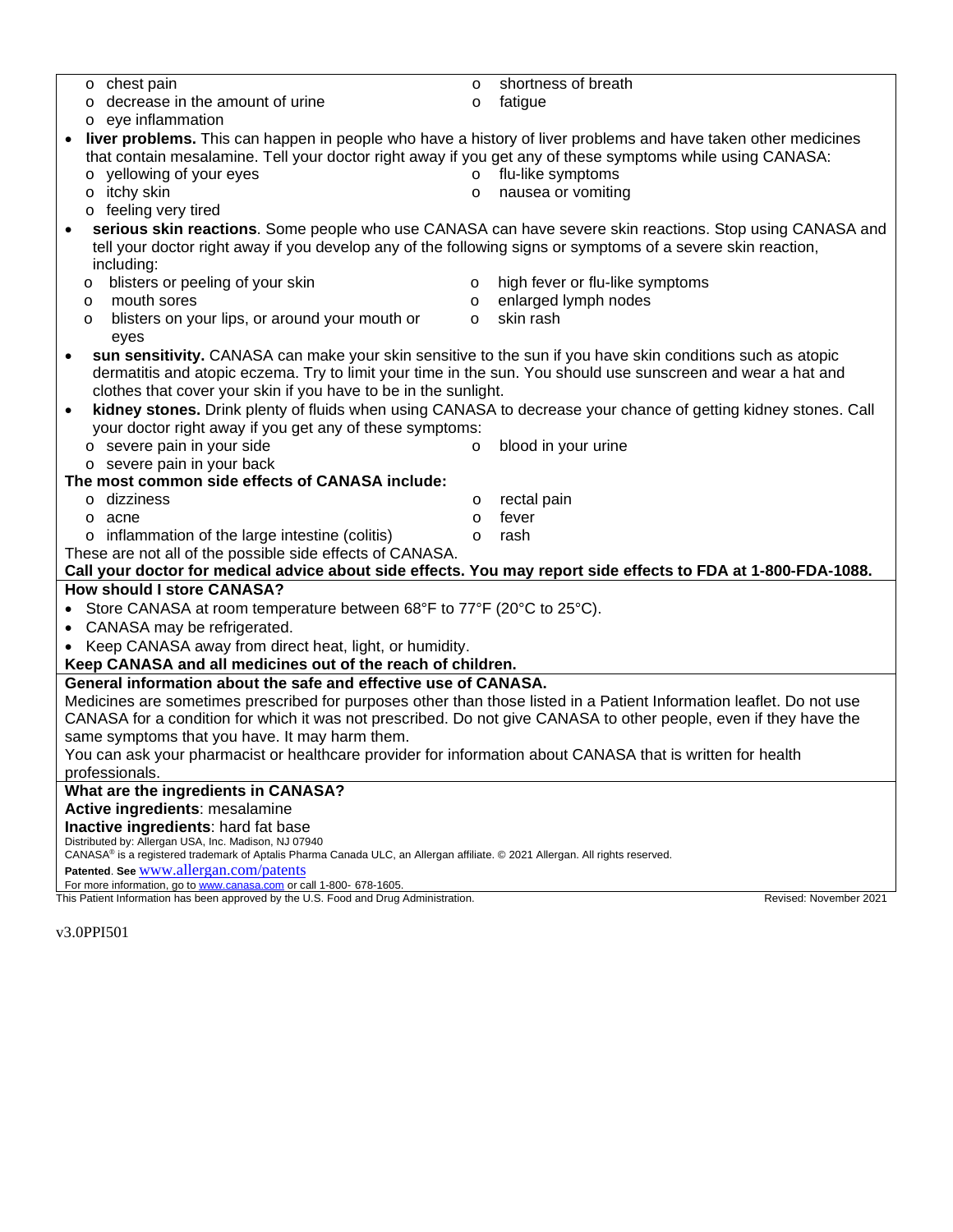- chest pain
- decrease in the amount of urine
- eye inflammation
- shortness of breath
- fatigue

- **liver problems.** This can happen in people who have a history of liver problems and have taken other medicines that contain mesalamine. Tell your doctor right away if you get any of these symptoms while using CANASA:
  - yellowing of your eyes
  - itchy skin
  - feeling very tired
  - flu-like symptoms
  - nausea or vomiting
- **serious skin reactions**. Some people who use CANASA can have severe skin reactions. Stop using CANASA and tell your doctor right away if you develop any of the following signs or symptoms of a severe skin reaction, including:
  - blisters or peeling of your skin
  - mouth sores
  - blisters on your lips, or around your mouth or eyes
  - high fever or flu-like symptoms
  - enlarged lymph nodes
  - skin rash
- **sun sensitivity.** CANASA can make your skin sensitive to the sun if you have skin conditions such as atopic dermatitis and atopic eczema. Try to limit your time in the sun. You should use sunscreen and wear a hat and clothes that cover your skin if you have to be in the sunlight.
- **kidney stones.** Drink plenty of fluids when using CANASA to decrease your chance of getting kidney stones. Call your doctor right away if you get any of these symptoms:
  - severe pain in your side
  - severe pain in your back
  - blood in your urine

**The most common side effects of CANASA include:**

- dizziness
- acne
- inflammation of the large intestine (colitis)
- rectal pain
- fever
- rash

These are not all of the possible side effects of CANASA.

**Call your doctor for medical advice about side effects. You may report side effects to FDA at 1-800-FDA-1088.**

**How should I store CANASA?**

- Store CANASA at room temperature between 68°F to 77°F (20°C to 25°C).
- CANASA may be refrigerated.
- Keep CANASA away from direct heat, light, or humidity.

**Keep CANASA and all medicines out of the reach of children.**

**General information about the safe and effective use of CANASA.**

Medicines are sometimes prescribed for purposes other than those listed in a Patient Information leaflet. Do not use CANASA for a condition for which it was not prescribed. Do not give CANASA to other people, even if they have the same symptoms that you have. It may harm them.

You can ask your pharmacist or healthcare provider for information about CANASA that is written for health professionals.

**What are the ingredients in CANASA?**

**Active ingredients**: mesalamine

**Inactive ingredients**: hard fat base

Distributed by: Allergan USA, Inc. Madison, NJ 07940

CANASA® is a registered trademark of Aptalis Pharma Canada ULC, an Allergan affiliate. © 2021 Allergan. All rights reserved.

**Patented**. **See** www.allergan.com/patents

For more information, go to www.canasa.com or call 1-800- 678-1605.

This Patient Information has been approved by the U.S. Food and Drug Administration. Revised: November 2021

v3.0PPI501